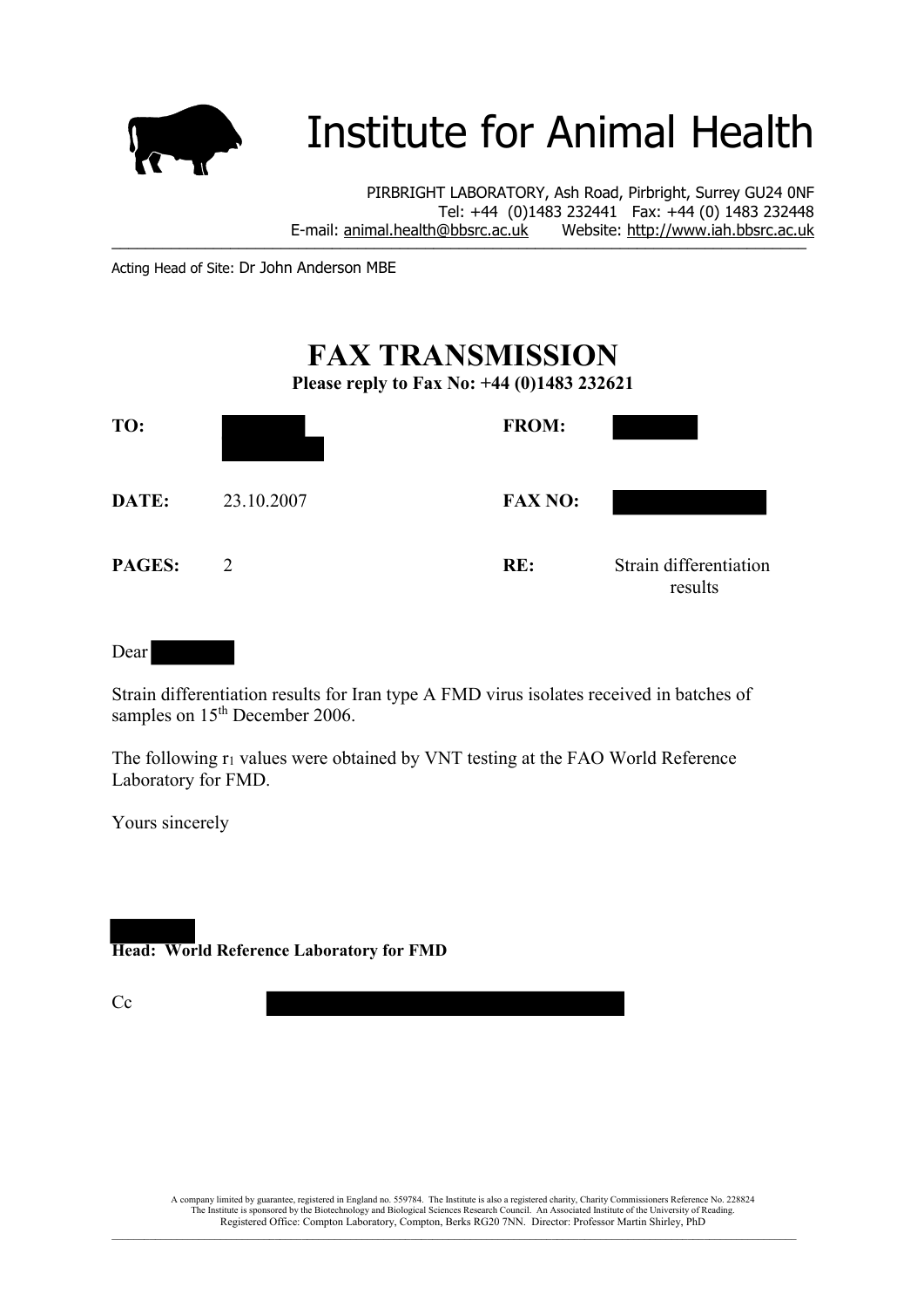# Institute for Animal Health

PIRBRIGHT LABORATORY, Ash Road, Pirbright, Surrey GU24 0NF
Tel: +44 (0)1483 232441 Fax: +44 (0) 1483 232448
E-mail: animal.health@bbsrc.ac.uk Website: http://www.iah.bbsrc.ac.uk

Acting Head of Site: Dr John Anderson MBE

## FAX TRANSMISSION

**Please reply to Fax No: +44 (0)1483 232621**

| | | | |
|---|---|---|---|
| **TO:** | | **FROM:** | |
| **DATE:** | 23.10.2007 | **FAX NO:** | |
| **PAGES:** | 2 | **RE:** | Strain differentiation results |

Dear

Strain differentiation results for Iran type A FMD virus isolates received in batches of samples on 15th December 2006.

The following $r_1$ values were obtained by VNT testing at the FAO World Reference Laboratory for FMD.

Yours sincerely

**Head: World Reference Laboratory for FMD**

Cc

A company limited by guarantee, registered in England no. 559784. The Institute is also a registered charity, Charity Commissioners Reference No. 228824
The Institute is sponsored by the Biotechnology and Biological Sciences Research Council. An Associated Institute of the University of Reading.
Registered Office: Compton Laboratory, Compton, Berks RG20 7NN. Director: Professor Martin Shirley, PhD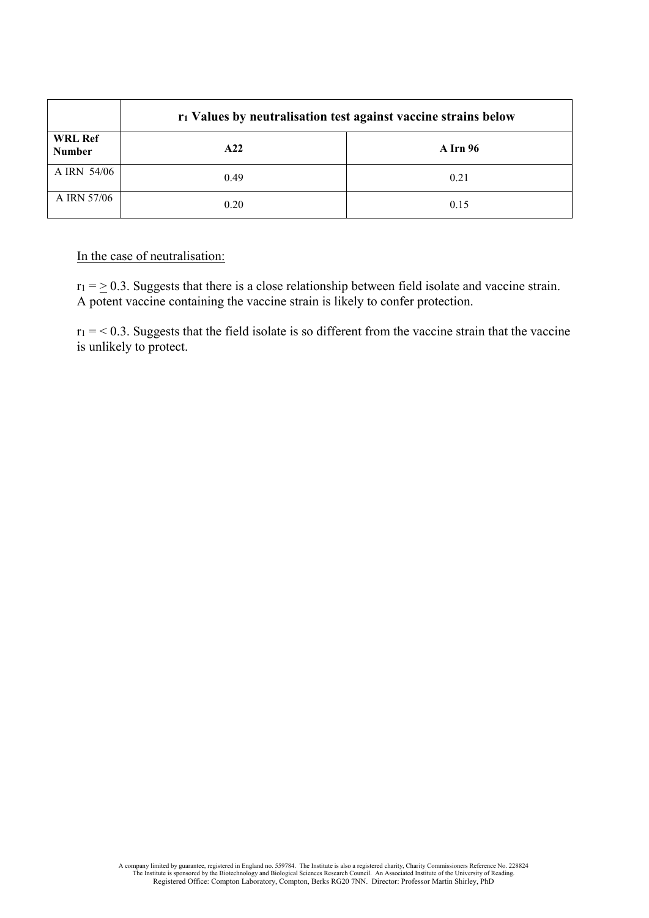| | $r_1$ Values by neutralisation test against vaccine strains below | |
|---|---|---|
| **WRL Ref Number** | **A22** | **A Irn 96** |
| A IRN 54/06 | 0.49 | 0.21 |
| A IRN 57/06 | 0.20 | 0.15 |

<u>In the case of neutralisation:</u>

$r_1 = \geq 0.3$. Suggests that there is a close relationship between field isolate and vaccine strain. A potent vaccine containing the vaccine strain is likely to confer protection.

$r_1 = < 0.3$. Suggests that the field isolate is so different from the vaccine strain that the vaccine is unlikely to protect.

A company limited by guarantee, registered in England no. 559784. The Institute is also a registered charity, Charity Commissioners Reference No. 228824
The Institute is sponsored by the Biotechnology and Biological Sciences Research Council. An Associated Institute of the University of Reading.
Registered Office: Compton Laboratory, Compton, Berks RG20 7NN. Director: Professor Martin Shirley, PhD